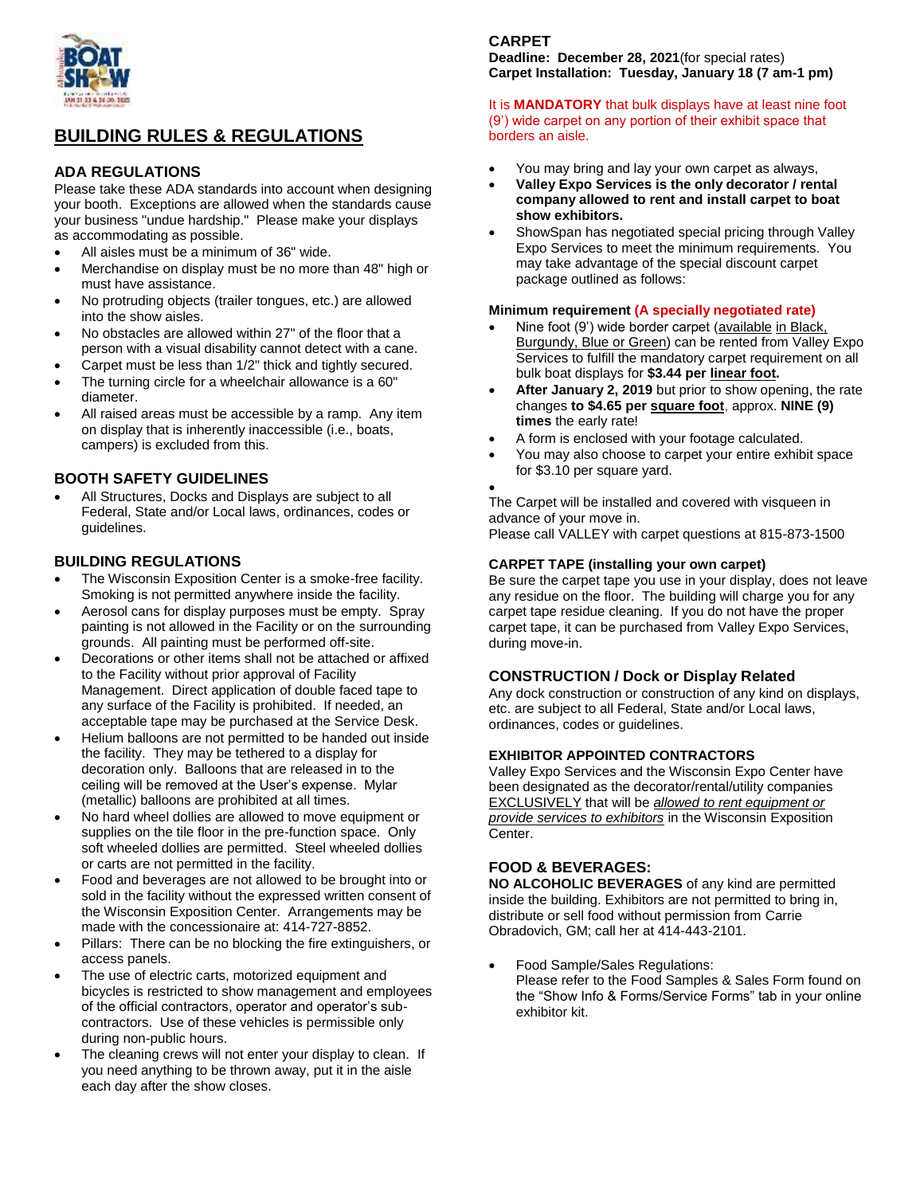# BUILDING RULES & REGULATIONS

## ADA REGULATIONS

Please take these ADA standards into account when designing your booth. Exceptions are allowed when the standards cause your business "undue hardship." Please make your displays as accommodating as possible.

- All aisles must be a minimum of 36" wide.
- Merchandise on display must be no more than 48" high or must have assistance.
- No protruding objects (trailer tongues, etc.) are allowed into the show aisles.
- No obstacles are allowed within 27" of the floor that a person with a visual disability cannot detect with a cane.
- Carpet must be less than 1/2" thick and tightly secured.
- The turning circle for a wheelchair allowance is a 60" diameter.
- All raised areas must be accessible by a ramp. Any item on display that is inherently inaccessible (i.e., boats, campers) is excluded from this.

## BOOTH SAFETY GUIDELINES

- All Structures, Docks and Displays are subject to all Federal, State and/or Local laws, ordinances, codes or guidelines.

## BUILDING REGULATIONS

- The Wisconsin Exposition Center is a smoke-free facility. Smoking is not permitted anywhere inside the facility.
- Aerosol cans for display purposes must be empty. Spray painting is not allowed in the Facility or on the surrounding grounds. All painting must be performed off-site.
- Decorations or other items shall not be attached or affixed to the Facility without prior approval of Facility Management. Direct application of double faced tape to any surface of the Facility is prohibited. If needed, an acceptable tape may be purchased at the Service Desk.
- Helium balloons are not permitted to be handed out inside the facility. They may be tethered to a display for decoration only. Balloons that are released in to the ceiling will be removed at the User's expense. Mylar (metallic) balloons are prohibited at all times.
- No hard wheel dollies are allowed to move equipment or supplies on the tile floor in the pre-function space. Only soft wheeled dollies are permitted. Steel wheeled dollies or carts are not permitted in the facility.
- Food and beverages are not allowed to be brought into or sold in the facility without the expressed written consent of the Wisconsin Exposition Center. Arrangements may be made with the concessionaire at: 414-727-8852.
- Pillars: There can be no blocking the fire extinguishers, or access panels.
- The use of electric carts, motorized equipment and bicycles is restricted to show management and employees of the official contractors, operator and operator's sub-contractors. Use of these vehicles is permissible only during non-public hours.
- The cleaning crews will not enter your display to clean. If you need anything to be thrown away, put it in the aisle each day after the show closes.

## CARPET

**Deadline: December 28, 2021**(for special rates)
**Carpet Installation: Tuesday, January 18 (7 am-1 pm)**

It is **MANDATORY** that bulk displays have at least nine foot (9') wide carpet on any portion of their exhibit space that borders an aisle.

- You may bring and lay your own carpet as always,
- **Valley Expo Services is the only decorator / rental company allowed to rent and install carpet to boat show exhibitors.**
- ShowSpan has negotiated special pricing through Valley Expo Services to meet the minimum requirements. You may take advantage of the special discount carpet package outlined as follows:

**Minimum requirement (A specially negotiated rate)**

- Nine foot (9') wide border carpet (available in Black, Burgundy, Blue or Green) can be rented from Valley Expo Services to fulfill the mandatory carpet requirement on all bulk boat displays for **$3.44 per linear foot.**
- **After January 2, 2019** but prior to show opening, the rate changes **to $4.65 per square foot**, approx. **NINE (9) times** the early rate!
- A form is enclosed with your footage calculated.
- You may also choose to carpet your entire exhibit space for $3.10 per square yard.

The Carpet will be installed and covered with visqueen in advance of your move in.
Please call VALLEY with carpet questions at 815-873-1500

### CARPET TAPE (installing your own carpet)

Be sure the carpet tape you use in your display, does not leave any residue on the floor. The building will charge you for any carpet tape residue cleaning. If you do not have the proper carpet tape, it can be purchased from Valley Expo Services, during move-in.

## CONSTRUCTION / Dock or Display Related

Any dock construction or construction of any kind on displays, etc. are subject to all Federal, State and/or Local laws, ordinances, codes or guidelines.

### EXHIBITOR APPOINTED CONTRACTORS

Valley Expo Services and the Wisconsin Expo Center have been designated as the decorator/rental/utility companies EXCLUSIVELY that will be *allowed to rent equipment or provide services to exhibitors* in the Wisconsin Exposition Center.

## FOOD & BEVERAGES:

**NO ALCOHOLIC BEVERAGES** of any kind are permitted inside the building. Exhibitors are not permitted to bring in, distribute or sell food without permission from Carrie Obradovich, GM; call her at 414-443-2101.

- Food Sample/Sales Regulations:
  Please refer to the Food Samples & Sales Form found on the "Show Info & Forms/Service Forms" tab in your online exhibitor kit.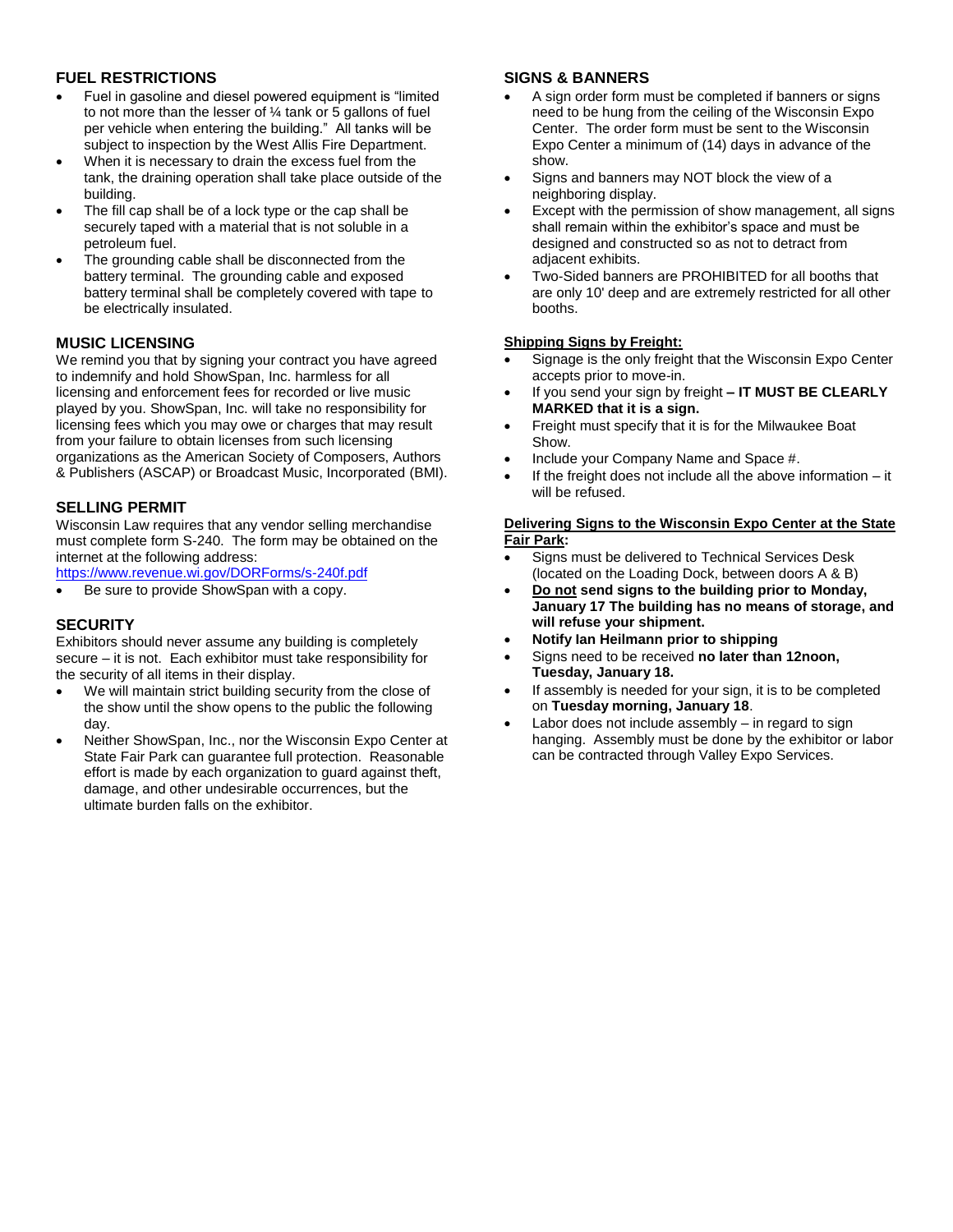## FUEL RESTRICTIONS

- Fuel in gasoline and diesel powered equipment is "limited to not more than the lesser of ¼ tank or 5 gallons of fuel per vehicle when entering the building." All tanks will be subject to inspection by the West Allis Fire Department.
- When it is necessary to drain the excess fuel from the tank, the draining operation shall take place outside of the building.
- The fill cap shall be of a lock type or the cap shall be securely taped with a material that is not soluble in a petroleum fuel.
- The grounding cable shall be disconnected from the battery terminal. The grounding cable and exposed battery terminal shall be completely covered with tape to be electrically insulated.

## MUSIC LICENSING

We remind you that by signing your contract you have agreed to indemnify and hold ShowSpan, Inc. harmless for all licensing and enforcement fees for recorded or live music played by you. ShowSpan, Inc. will take no responsibility for licensing fees which you may owe or charges that may result from your failure to obtain licenses from such licensing organizations as the American Society of Composers, Authors & Publishers (ASCAP) or Broadcast Music, Incorporated (BMI).

## SELLING PERMIT

Wisconsin Law requires that any vendor selling merchandise must complete form S-240. The form may be obtained on the internet at the following address:
https://www.revenue.wi.gov/DORForms/s-240f.pdf

- Be sure to provide ShowSpan with a copy.

## SECURITY

Exhibitors should never assume any building is completely secure – it is not. Each exhibitor must take responsibility for the security of all items in their display.

- We will maintain strict building security from the close of the show until the show opens to the public the following day.
- Neither ShowSpan, Inc., nor the Wisconsin Expo Center at State Fair Park can guarantee full protection. Reasonable effort is made by each organization to guard against theft, damage, and other undesirable occurrences, but the ultimate burden falls on the exhibitor.

## SIGNS & BANNERS

- A sign order form must be completed if banners or signs need to be hung from the ceiling of the Wisconsin Expo Center. The order form must be sent to the Wisconsin Expo Center a minimum of (14) days in advance of the show.
- Signs and banners may NOT block the view of a neighboring display.
- Except with the permission of show management, all signs shall remain within the exhibitor's space and must be designed and constructed so as not to detract from adjacent exhibits.
- Two-Sided banners are PROHIBITED for all booths that are only 10' deep and are extremely restricted for all other booths.

**Shipping Signs by Freight:**

- Signage is the only freight that the Wisconsin Expo Center accepts prior to move-in.
- If you send your sign by freight **– IT MUST BE CLEARLY MARKED that it is a sign.**
- Freight must specify that it is for the Milwaukee Boat Show.
- Include your Company Name and Space #.
- If the freight does not include all the above information – it will be refused.

**Delivering Signs to the Wisconsin Expo Center at the State Fair Park:**

- Signs must be delivered to Technical Services Desk (located on the Loading Dock, between doors A & B)
- **Do not send signs to the building prior to Monday, January 17 The building has no means of storage, and will refuse your shipment.**
- **Notify Ian Heilmann prior to shipping**
- Signs need to be received **no later than 12noon, Tuesday, January 18.**
- If assembly is needed for your sign, it is to be completed on **Tuesday morning, January 18**.
- Labor does not include assembly – in regard to sign hanging. Assembly must be done by the exhibitor or labor can be contracted through Valley Expo Services.